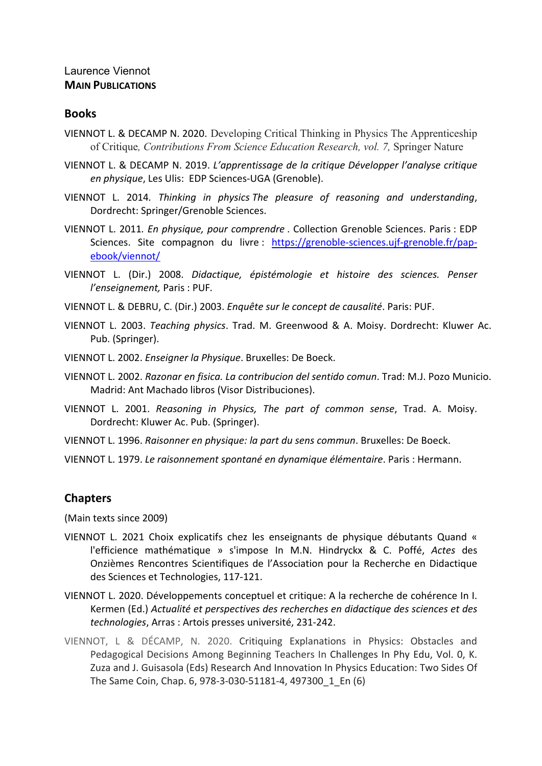Laurence Viennot
**MAIN PUBLICATIONS**

## Books

VIENNOT L. & DECAMP N. 2020. Developing Critical Thinking in Physics The Apprenticeship of Critique, *Contributions From Science Education Research, vol. 7,* Springer Nature

VIENNOT L. & DECAMP N. 2019. *L'apprentissage de la critique Développer l'analyse critique en physique*, Les Ulis: EDP Sciences-UGA (Grenoble).

VIENNOT L. 2014. *Thinking in physics The pleasure of reasoning and understanding*, Dordrecht: Springer/Grenoble Sciences.

VIENNOT L. 2011. *En physique, pour comprendre* . Collection Grenoble Sciences. Paris : EDP Sciences. Site compagnon du livre : https://grenoble-sciences.ujf-grenoble.fr/pap-ebook/viennot/

VIENNOT L. (Dir.) 2008. *Didactique, épistémologie et histoire des sciences. Penser l'enseignement,* Paris : PUF.

VIENNOT L. & DEBRU, C. (Dir.) 2003. *Enquête sur le concept de causalité*. Paris: PUF.

VIENNOT L. 2003. *Teaching physics*. Trad. M. Greenwood & A. Moisy. Dordrecht: Kluwer Ac. Pub. (Springer).

VIENNOT L. 2002. *Enseigner la Physique*. Bruxelles: De Boeck.

VIENNOT L. 2002. *Razonar en fisica. La contribucion del sentido comun*. Trad: M.J. Pozo Municio. Madrid: Ant Machado libros (Visor Distribuciones).

VIENNOT L. 2001. *Reasoning in Physics, The part of common sense*, Trad. A. Moisy. Dordrecht: Kluwer Ac. Pub. (Springer).

VIENNOT L. 1996. *Raisonner en physique: la part du sens commun*. Bruxelles: De Boeck.

VIENNOT L. 1979. *Le raisonnement spontané en dynamique élémentaire*. Paris : Hermann.

## Chapters

(Main texts since 2009)

VIENNOT L. 2021 Choix explicatifs chez les enseignants de physique débutants Quand « l'efficience mathématique » s'impose In M.N. Hindryckx & C. Poffé, *Actes* des Onzièmes Rencontres Scientifiques de l'Association pour la Recherche en Didactique des Sciences et Technologies, 117-121.

VIENNOT L. 2020. Développements conceptuel et critique: A la recherche de cohérence In I. Kermen (Ed.) *Actualité et perspectives des recherches en didactique des sciences et des technologies*, Arras : Artois presses université, 231-242.

VIENNOT, L & DÉCAMP, N. 2020. Critiquing Explanations in Physics: Obstacles and Pedagogical Decisions Among Beginning Teachers In Challenges In Phy Edu, Vol. 0, K. Zuza and J. Guisasola (Eds) Research And Innovation In Physics Education: Two Sides Of The Same Coin, Chap. 6, 978-3-030-51181-4, 497300_1_En (6)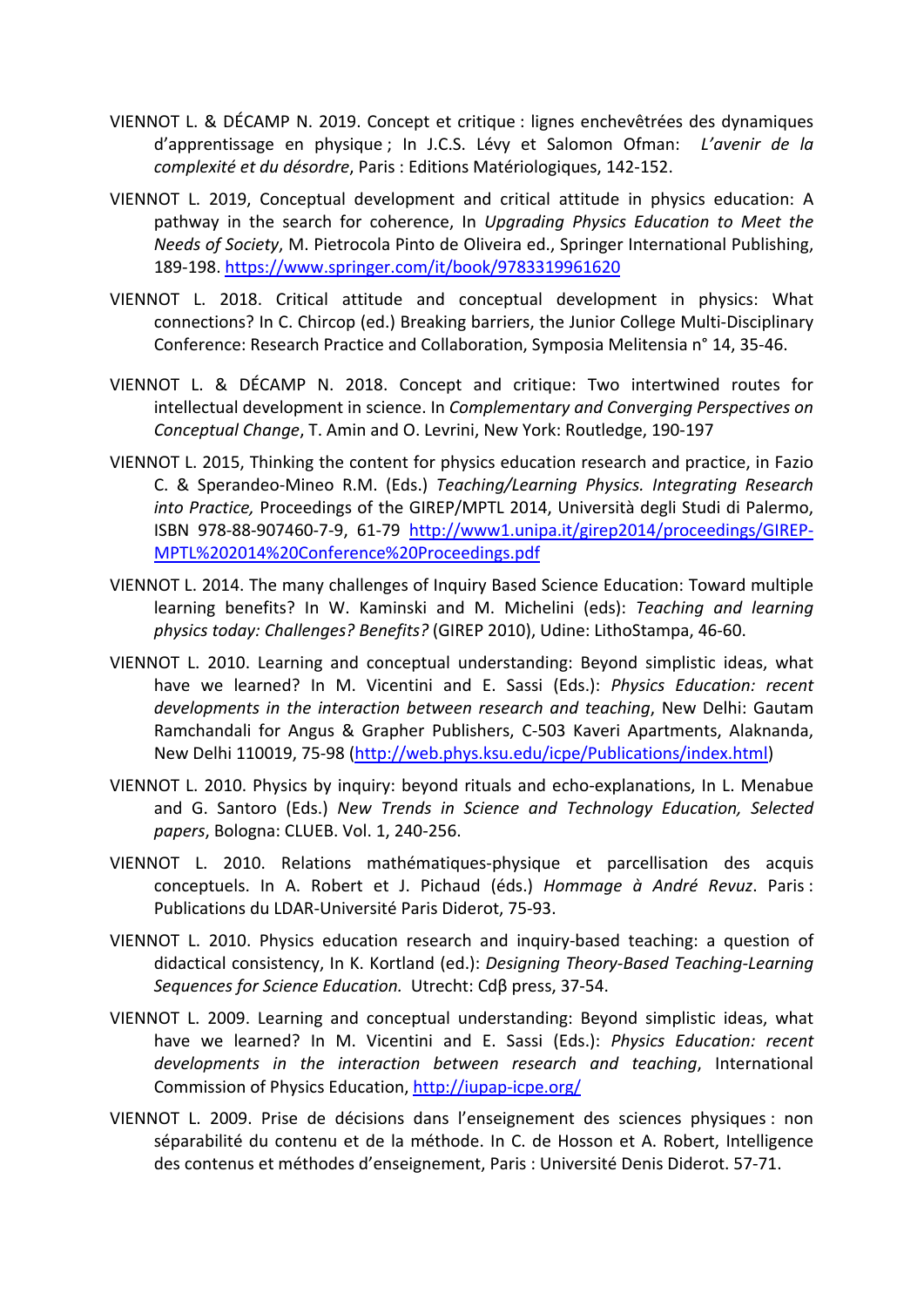VIENNOT L. & DÉCAMP N. 2019. Concept et critique : lignes enchevêtrées des dynamiques d'apprentissage en physique ; In J.C.S. Lévy et Salomon Ofman: *L'avenir de la complexité et du désordre*, Paris : Editions Matériologiques, 142-152.

VIENNOT L. 2019, Conceptual development and critical attitude in physics education: A pathway in the search for coherence, In *Upgrading Physics Education to Meet the Needs of Society*, M. Pietrocola Pinto de Oliveira ed., Springer International Publishing, 189-198. https://www.springer.com/it/book/9783319961620

VIENNOT L. 2018. Critical attitude and conceptual development in physics: What connections? In C. Chircop (ed.) Breaking barriers, the Junior College Multi-Disciplinary Conference: Research Practice and Collaboration, Symposia Melitensia n° 14, 35-46.

VIENNOT L. & DÉCAMP N. 2018. Concept and critique: Two intertwined routes for intellectual development in science. In *Complementary and Converging Perspectives on Conceptual Change*, T. Amin and O. Levrini, New York: Routledge, 190-197

VIENNOT L. 2015, Thinking the content for physics education research and practice, in Fazio C. & Sperandeo-Mineo R.M. (Eds.) *Teaching/Learning Physics. Integrating Research into Practice,* Proceedings of the GIREP/MPTL 2014, Università degli Studi di Palermo, ISBN 978-88-907460-7-9, 61-79 http://www1.unipa.it/girep2014/proceedings/GIREP-MPTL%202014%20Conference%20Proceedings.pdf

VIENNOT L. 2014. The many challenges of Inquiry Based Science Education: Toward multiple learning benefits? In W. Kaminski and M. Michelini (eds): *Teaching and learning physics today: Challenges? Benefits?* (GIREP 2010), Udine: LithoStampa, 46-60.

VIENNOT L. 2010. Learning and conceptual understanding: Beyond simplistic ideas, what have we learned? In M. Vicentini and E. Sassi (Eds.): *Physics Education: recent developments in the interaction between research and teaching*, New Delhi: Gautam Ramchandali for Angus & Grapher Publishers, C-503 Kaveri Apartments, Alaknanda, New Delhi 110019, 75-98 (http://web.phys.ksu.edu/icpe/Publications/index.html)

VIENNOT L. 2010. Physics by inquiry: beyond rituals and echo-explanations, In L. Menabue and G. Santoro (Eds.) *New Trends in Science and Technology Education, Selected papers*, Bologna: CLUEB. Vol. 1, 240-256.

VIENNOT L. 2010. Relations mathématiques-physique et parcellisation des acquis conceptuels. In A. Robert et J. Pichaud (éds.) *Hommage à André Revuz*. Paris : Publications du LDAR-Université Paris Diderot, 75-93.

VIENNOT L. 2010. Physics education research and inquiry-based teaching: a question of didactical consistency, In K. Kortland (ed.): *Designing Theory-Based Teaching-Learning Sequences for Science Education.* Utrecht: Cdβ press, 37-54.

VIENNOT L. 2009. Learning and conceptual understanding: Beyond simplistic ideas, what have we learned? In M. Vicentini and E. Sassi (Eds.): *Physics Education: recent developments in the interaction between research and teaching*, International Commission of Physics Education, http://iupap-icpe.org/

VIENNOT L. 2009. Prise de décisions dans l'enseignement des sciences physiques : non séparabilité du contenu et de la méthode. In C. de Hosson et A. Robert, Intelligence des contenus et méthodes d'enseignement, Paris : Université Denis Diderot. 57-71.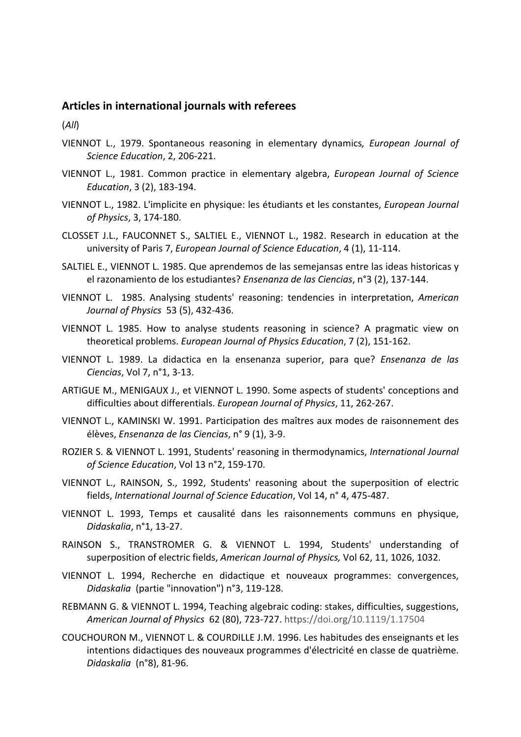## Articles in international journals with referees

(*All*)

VIENNOT L., 1979. Spontaneous reasoning in elementary dynamics*, European Journal of Science Education*, 2, 206-221.

VIENNOT L., 1981. Common practice in elementary algebra, *European Journal of Science Education*, 3 (2), 183-194.

VIENNOT L., 1982. L'implicite en physique: les étudiants et les constantes, *European Journal of Physics*, 3, 174-180.

CLOSSET J.L., FAUCONNET S., SALTIEL E., VIENNOT L., 1982. Research in education at the university of Paris 7, *European Journal of Science Education*, 4 (1), 11-114.

SALTIEL E., VIENNOT L. 1985. Que aprendemos de las semejansas entre las ideas historicas y el razonamiento de los estudiantes? *Ensenanza de las Ciencias*, n°3 (2), 137-144.

VIENNOT L. 1985. Analysing students' reasoning: tendencies in interpretation, *American Journal of Physics* 53 (5), 432-436.

VIENNOT L. 1985. How to analyse students reasoning in science? A pragmatic view on theoretical problems. *European Journal of Physics Education*, 7 (2), 151-162.

VIENNOT L. 1989. La didactica en la ensenanza superior, para que? *Ensenanza de las Ciencias*, Vol 7, n°1, 3-13.

ARTIGUE M., MENIGAUX J., et VIENNOT L. 1990. Some aspects of students' conceptions and difficulties about differentials. *European Journal of Physics*, 11, 262-267.

VIENNOT L., KAMINSKI W. 1991. Participation des maîtres aux modes de raisonnement des élèves, *Ensenanza de las Ciencias*, n° 9 (1), 3-9.

ROZIER S. & VIENNOT L. 1991, Students' reasoning in thermodynamics, *International Journal of Science Education*, Vol 13 n°2, 159-170.

VIENNOT L., RAINSON, S., 1992, Students' reasoning about the superposition of electric fields, *International Journal of Science Education*, Vol 14, n° 4, 475-487.

VIENNOT L. 1993, Temps et causalité dans les raisonnements communs en physique, *Didaskalia*, n°1, 13-27.

RAINSON S., TRANSTROMER G. & VIENNOT L. 1994, Students' understanding of superposition of electric fields, *American Journal of Physics,* Vol 62, 11, 1026, 1032.

VIENNOT L. 1994, Recherche en didactique et nouveaux programmes: convergences, *Didaskalia* (partie "innovation") n°3, 119-128.

REBMANN G. & VIENNOT L. 1994, Teaching algebraic coding: stakes, difficulties, suggestions, *American Journal of Physics* 62 (80), 723-727. https://doi.org/10.1119/1.17504

COUCHOURON M., VIENNOT L. & COURDILLE J.M. 1996. Les habitudes des enseignants et les intentions didactiques des nouveaux programmes d'électricité en classe de quatrième. *Didaskalia* (n°8), 81-96.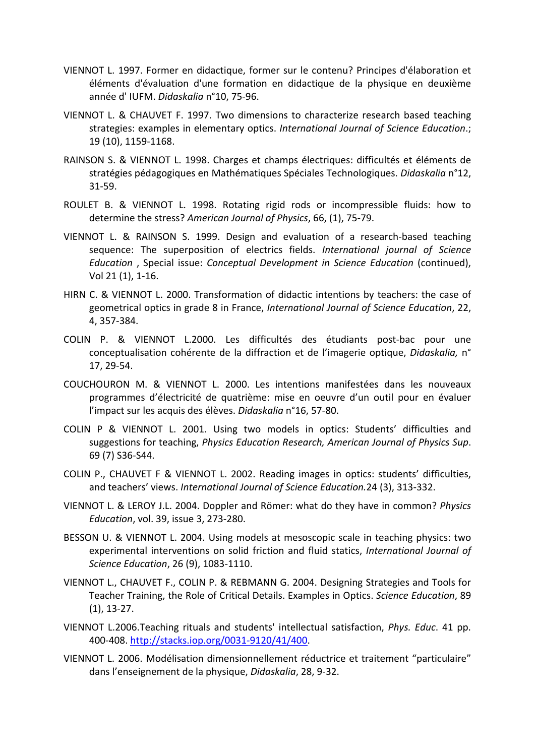VIENNOT L. 1997. Former en didactique, former sur le contenu? Principes d'élaboration et éléments d'évaluation d'une formation en didactique de la physique en deuxième année d' IUFM. *Didaskalia* n°10, 75-96.

VIENNOT L. & CHAUVET F. 1997. Two dimensions to characterize research based teaching strategies: examples in elementary optics. *International Journal of Science Education*.; 19 (10), 1159-1168.

RAINSON S. & VIENNOT L. 1998. Charges et champs électriques: difficultés et éléments de stratégies pédagogiques en Mathématiques Spéciales Technologiques. *Didaskalia* n°12, 31-59.

ROULET B. & VIENNOT L. 1998. Rotating rigid rods or incompressible fluids: how to determine the stress? *American Journal of Physics*, 66, (1), 75-79.

VIENNOT L. & RAINSON S. 1999. Design and evaluation of a research-based teaching sequence: The superposition of electrics fields. *International journal of Science Education* , Special issue: *Conceptual Development in Science Education* (continued), Vol 21 (1), 1-16.

HIRN C. & VIENNOT L. 2000. Transformation of didactic intentions by teachers: the case of geometrical optics in grade 8 in France, *International Journal of Science Education*, 22, 4, 357-384.

COLIN P. & VIENNOT L.2000. Les difficultés des étudiants post-bac pour une conceptualisation cohérente de la diffraction et de l'imagerie optique, *Didaskalia,* n° 17, 29-54.

COUCHOURON M. & VIENNOT L. 2000. Les intentions manifestées dans les nouveaux programmes d'électricité de quatrième: mise en oeuvre d'un outil pour en évaluer l'impact sur les acquis des élèves. *Didaskalia* n°16, 57-80.

COLIN P & VIENNOT L. 2001. Using two models in optics: Students' difficulties and suggestions for teaching, *Physics Education Research, American Journal of Physics Sup*. 69 (7) S36-S44.

COLIN P., CHAUVET F & VIENNOT L. 2002. Reading images in optics: students' difficulties, and teachers' views. *International Journal of Science Education.*24 (3), 313-332.

VIENNOT L. & LEROY J.L. 2004. Doppler and Römer: what do they have in common? *Physics Education*, vol. 39, issue 3, 273-280.

BESSON U. & VIENNOT L. 2004. Using models at mesoscopic scale in teaching physics: two experimental interventions on solid friction and fluid statics, *International Journal of Science Education*, 26 (9), 1083-1110.

VIENNOT L., CHAUVET F., COLIN P. & REBMANN G. 2004. Designing Strategies and Tools for Teacher Training, the Role of Critical Details. Examples in Optics. *Science Education*, 89 (1), 13-27.

VIENNOT L.2006.Teaching rituals and students' intellectual satisfaction, *Phys. Educ*. 41 pp. 400-408. http://stacks.iop.org/0031-9120/41/400.

VIENNOT L. 2006. Modélisation dimensionnellement réductrice et traitement "particulaire" dans l'enseignement de la physique, *Didaskalia*, 28, 9-32.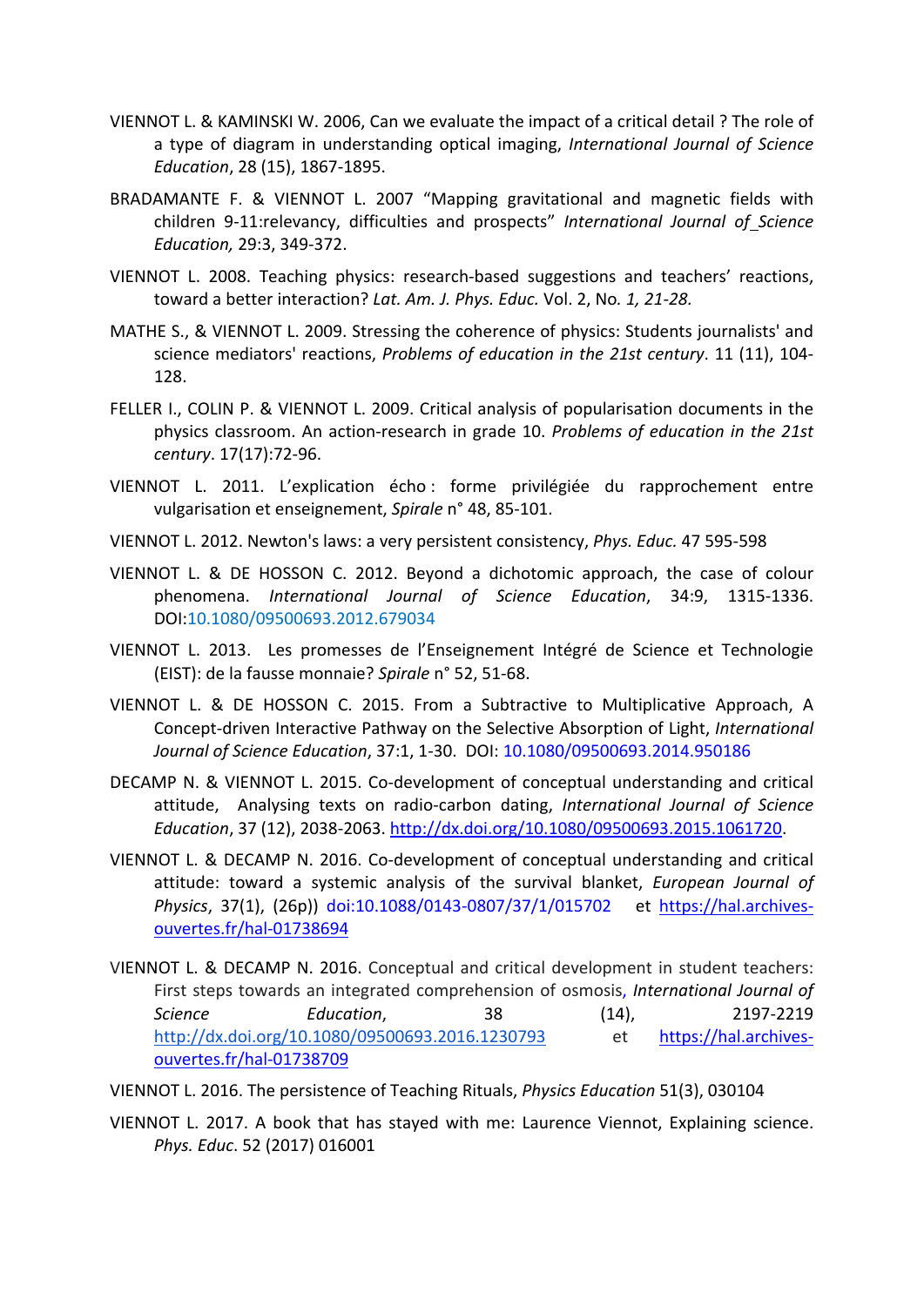VIENNOT L. & KAMINSKI W. 2006, Can we evaluate the impact of a critical detail ? The role of a type of diagram in understanding optical imaging, *International Journal of Science Education*, 28 (15), 1867-1895.

BRADAMANTE F. & VIENNOT L. 2007 "Mapping gravitational and magnetic fields with children 9-11:relevancy, difficulties and prospects" *International Journal of Science Education,* 29:3, 349-372.

VIENNOT L. 2008. Teaching physics: research-based suggestions and teachers' reactions, toward a better interaction? *Lat. Am. J. Phys. Educ.* Vol. 2, No. *1, 21-28.*

MATHE S., & VIENNOT L. 2009. Stressing the coherence of physics: Students journalists' and science mediators' reactions, *Problems of education in the 21st century*. 11 (11), 104-128.

FELLER I., COLIN P. & VIENNOT L. 2009. Critical analysis of popularisation documents in the physics classroom. An action-research in grade 10. *Problems of education in the 21st century*. 17(17):72-96.

VIENNOT L. 2011. L'explication écho : forme privilégiée du rapprochement entre vulgarisation et enseignement, *Spirale* n° 48, 85-101.

VIENNOT L. 2012. Newton's laws: a very persistent consistency, *Phys. Educ.* 47 595-598

VIENNOT L. & DE HOSSON C. 2012. Beyond a dichotomic approach, the case of colour phenomena. *International Journal of Science Education*, 34:9, 1315-1336. DOI:10.1080/09500693.2012.679034

VIENNOT L. 2013. Les promesses de l'Enseignement Intégré de Science et Technologie (EIST): de la fausse monnaie? *Spirale* n° 52, 51-68.

VIENNOT L. & DE HOSSON C. 2015. From a Subtractive to Multiplicative Approach, A Concept-driven Interactive Pathway on the Selective Absorption of Light, *International Journal of Science Education*, 37:1, 1-30. DOI: 10.1080/09500693.2014.950186

DECAMP N. & VIENNOT L. 2015. Co-development of conceptual understanding and critical attitude, Analysing texts on radio-carbon dating, *International Journal of Science Education*, 37 (12), 2038-2063. http://dx.doi.org/10.1080/09500693.2015.1061720.

VIENNOT L. & DECAMP N. 2016. Co-development of conceptual understanding and critical attitude: toward a systemic analysis of the survival blanket, *European Journal of Physics*, 37(1), (26p)) doi:10.1088/0143-0807/37/1/015702 et https://hal.archives-ouvertes.fr/hal-01738694

VIENNOT L. & DECAMP N. 2016. Conceptual and critical development in student teachers: First steps towards an integrated comprehension of osmosis, *International Journal of Science Education*, 38 (14), 2197-2219 http://dx.doi.org/10.1080/09500693.2016.1230793 et https://hal.archives-ouvertes.fr/hal-01738709

VIENNOT L. 2016. The persistence of Teaching Rituals, *Physics Education* 51(3), 030104

VIENNOT L. 2017. A book that has stayed with me: Laurence Viennot, Explaining science. *Phys. Educ*. 52 (2017) 016001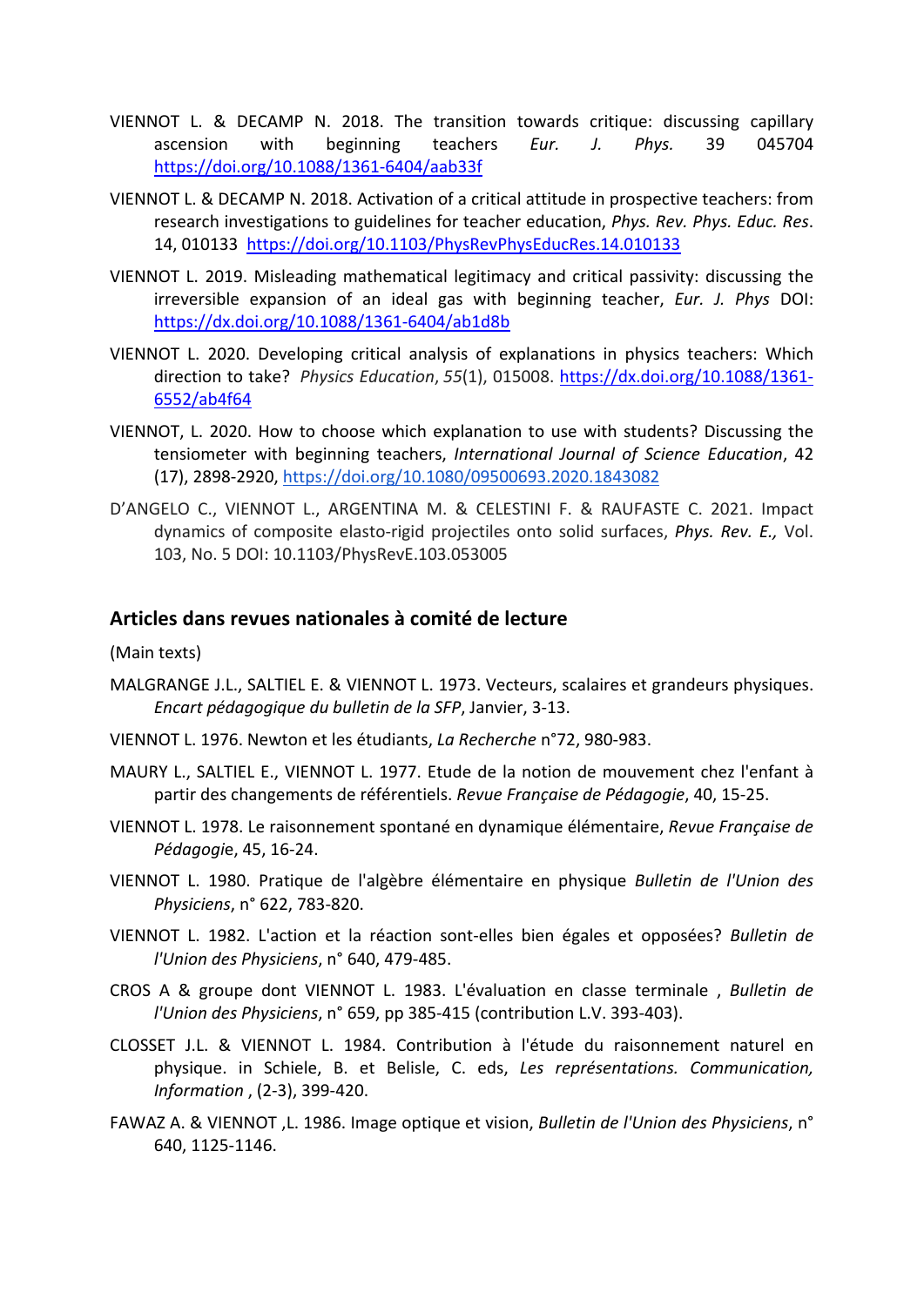VIENNOT L. & DECAMP N. 2018. The transition towards critique: discussing capillary ascension with beginning teachers *Eur. J. Phys.* 39 045704 https://doi.org/10.1088/1361-6404/aab33f

VIENNOT L. & DECAMP N. 2018. Activation of a critical attitude in prospective teachers: from research investigations to guidelines for teacher education, *Phys. Rev. Phys. Educ. Res*. 14, 010133 https://doi.org/10.1103/PhysRevPhysEducRes.14.010133

VIENNOT L. 2019. Misleading mathematical legitimacy and critical passivity: discussing the irreversible expansion of an ideal gas with beginning teacher, *Eur. J. Phys* DOI: https://dx.doi.org/10.1088/1361-6404/ab1d8b

VIENNOT L. 2020. Developing critical analysis of explanations in physics teachers: Which direction to take? *Physics Education*, *55*(1), 015008. https://dx.doi.org/10.1088/1361-6552/ab4f64

VIENNOT, L. 2020. How to choose which explanation to use with students? Discussing the tensiometer with beginning teachers, *International Journal of Science Education*, 42 (17), 2898-2920, https://doi.org/10.1080/09500693.2020.1843082

D'ANGELO C., VIENNOT L., ARGENTINA M. & CELESTINI F. & RAUFASTE C. 2021. Impact dynamics of composite elasto-rigid projectiles onto solid surfaces, *Phys. Rev. E.,* Vol. 103, No. 5 DOI: 10.1103/PhysRevE.103.053005

## Articles dans revues nationales à comité de lecture

(Main texts)

MALGRANGE J.L., SALTIEL E. & VIENNOT L. 1973. Vecteurs, scalaires et grandeurs physiques. *Encart pédagogique du bulletin de la SFP*, Janvier, 3-13.

VIENNOT L. 1976. Newton et les étudiants, *La Recherche* n°72, 980-983.

MAURY L., SALTIEL E., VIENNOT L. 1977. Etude de la notion de mouvement chez l'enfant à partir des changements de référentiels. *Revue Française de Pédagogie*, 40, 15-25.

VIENNOT L. 1978. Le raisonnement spontané en dynamique élémentaire, *Revue Française de Pédagogie*, 45, 16-24.

VIENNOT L. 1980. Pratique de l'algèbre élémentaire en physique *Bulletin de l'Union des Physiciens*, n° 622, 783-820.

VIENNOT L. 1982. L'action et la réaction sont-elles bien égales et opposées? *Bulletin de l'Union des Physiciens*, n° 640, 479-485.

CROS A & groupe dont VIENNOT L. 1983. L'évaluation en classe terminale , *Bulletin de l'Union des Physiciens*, n° 659, pp 385-415 (contribution L.V. 393-403).

CLOSSET J.L. & VIENNOT L. 1984. Contribution à l'étude du raisonnement naturel en physique. in Schiele, B. et Belisle, C. eds, *Les représentations. Communication, Information* , (2-3), 399-420.

FAWAZ A. & VIENNOT ,L. 1986. Image optique et vision, *Bulletin de l'Union des Physiciens*, n° 640, 1125-1146.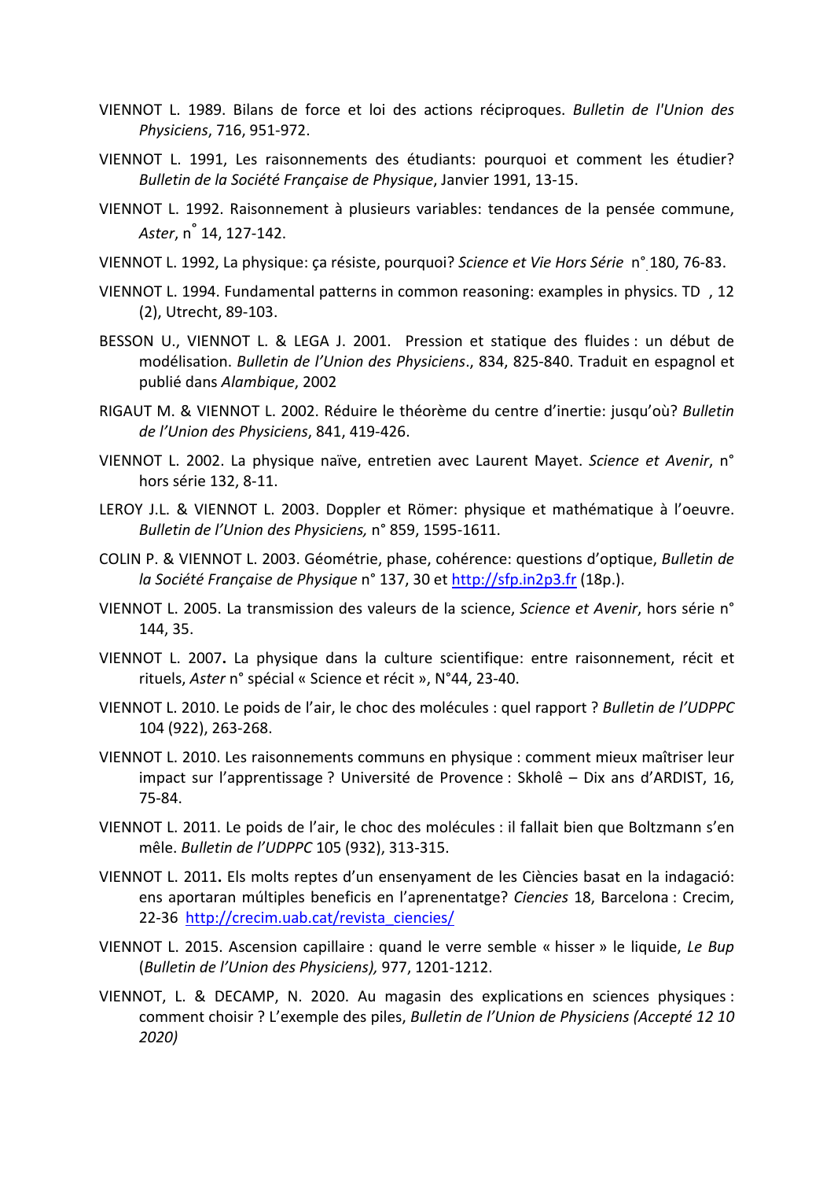VIENNOT L. 1989. Bilans de force et loi des actions réciproques. *Bulletin de l'Union des Physiciens*, 716, 951-972.

VIENNOT L. 1991, Les raisonnements des étudiants: pourquoi et comment les étudier? *Bulletin de la Société Française de Physique*, Janvier 1991, 13-15.

VIENNOT L. 1992. Raisonnement à plusieurs variables: tendances de la pensée commune, *Aster*, n° 14, 127-142.

VIENNOT L. 1992, La physique: ça résiste, pourquoi? *Science et Vie Hors Série* n° 180, 76-83.

VIENNOT L. 1994. Fundamental patterns in common reasoning: examples in physics. TD , 12 (2), Utrecht, 89-103.

BESSON U., VIENNOT L. & LEGA J. 2001. Pression et statique des fluides : un début de modélisation. *Bulletin de l'Union des Physiciens*., 834, 825-840. Traduit en espagnol et publié dans *Alambique*, 2002

RIGAUT M. & VIENNOT L. 2002. Réduire le théorème du centre d'inertie: jusqu'où? *Bulletin de l'Union des Physiciens*, 841, 419-426.

VIENNOT L. 2002. La physique naïve, entretien avec Laurent Mayet. *Science et Avenir*, n° hors série 132, 8-11.

LEROY J.L. & VIENNOT L. 2003. Doppler et Römer: physique et mathématique à l'oeuvre. *Bulletin de l'Union des Physiciens,* n° 859, 1595-1611.

COLIN P. & VIENNOT L. 2003. Géométrie, phase, cohérence: questions d'optique, *Bulletin de la Société Française de Physique* n° 137, 30 et http://sfp.in2p3.fr (18p.).

VIENNOT L. 2005. La transmission des valeurs de la science, *Science et Avenir*, hors série n° 144, 35.

VIENNOT L. 2007**.** La physique dans la culture scientifique: entre raisonnement, récit et rituels, *Aster* n° spécial « Science et récit », N°44, 23-40.

VIENNOT L. 2010. Le poids de l'air, le choc des molécules : quel rapport ? *Bulletin de l'UDPPC* 104 (922), 263-268.

VIENNOT L. 2010. Les raisonnements communs en physique : comment mieux maîtriser leur impact sur l'apprentissage ? Université de Provence : Skholê – Dix ans d'ARDIST, 16, 75-84.

VIENNOT L. 2011. Le poids de l'air, le choc des molécules : il fallait bien que Boltzmann s'en mêle. *Bulletin de l'UDPPC* 105 (932), 313-315.

VIENNOT L. 2011**.** Els molts reptes d'un ensenyament de les Ciències basat en la indagació: ens aportaran múltiples beneficis en l'aprenentatge? *Ciencies* 18, Barcelona : Crecim, 22-36 http://crecim.uab.cat/revista_ciencies/

VIENNOT L. 2015. Ascension capillaire : quand le verre semble « hisser » le liquide, *Le Bup* (*Bulletin de l'Union des Physiciens),* 977, 1201-1212.

VIENNOT, L. & DECAMP, N. 2020. Au magasin des explications en sciences physiques : comment choisir ? L'exemple des piles, *Bulletin de l'Union de Physiciens (Accepté 12 10 2020)*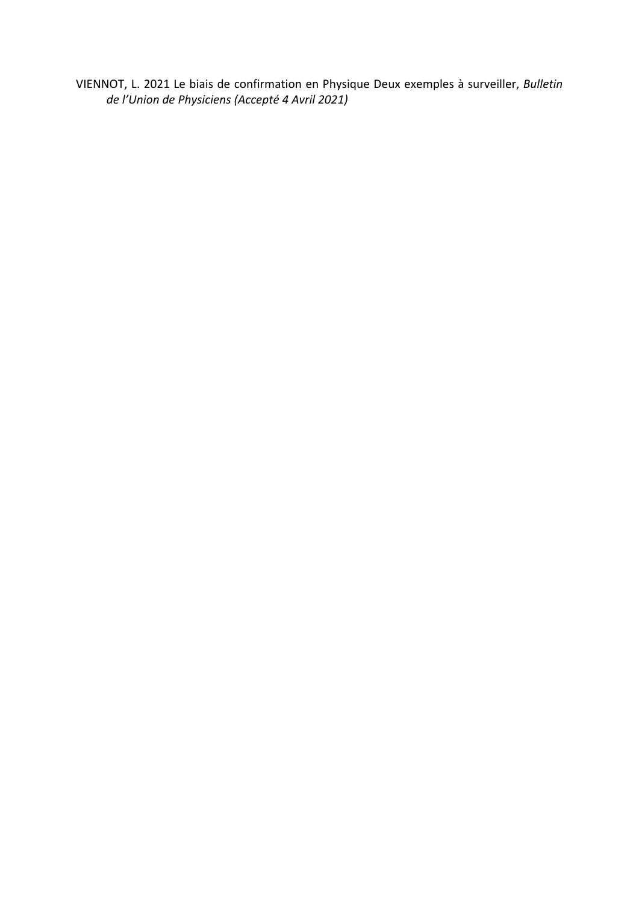VIENNOT, L. 2021 Le biais de confirmation en Physique Deux exemples à surveiller, *Bulletin de l'Union de Physiciens (Accepté 4 Avril 2021)*